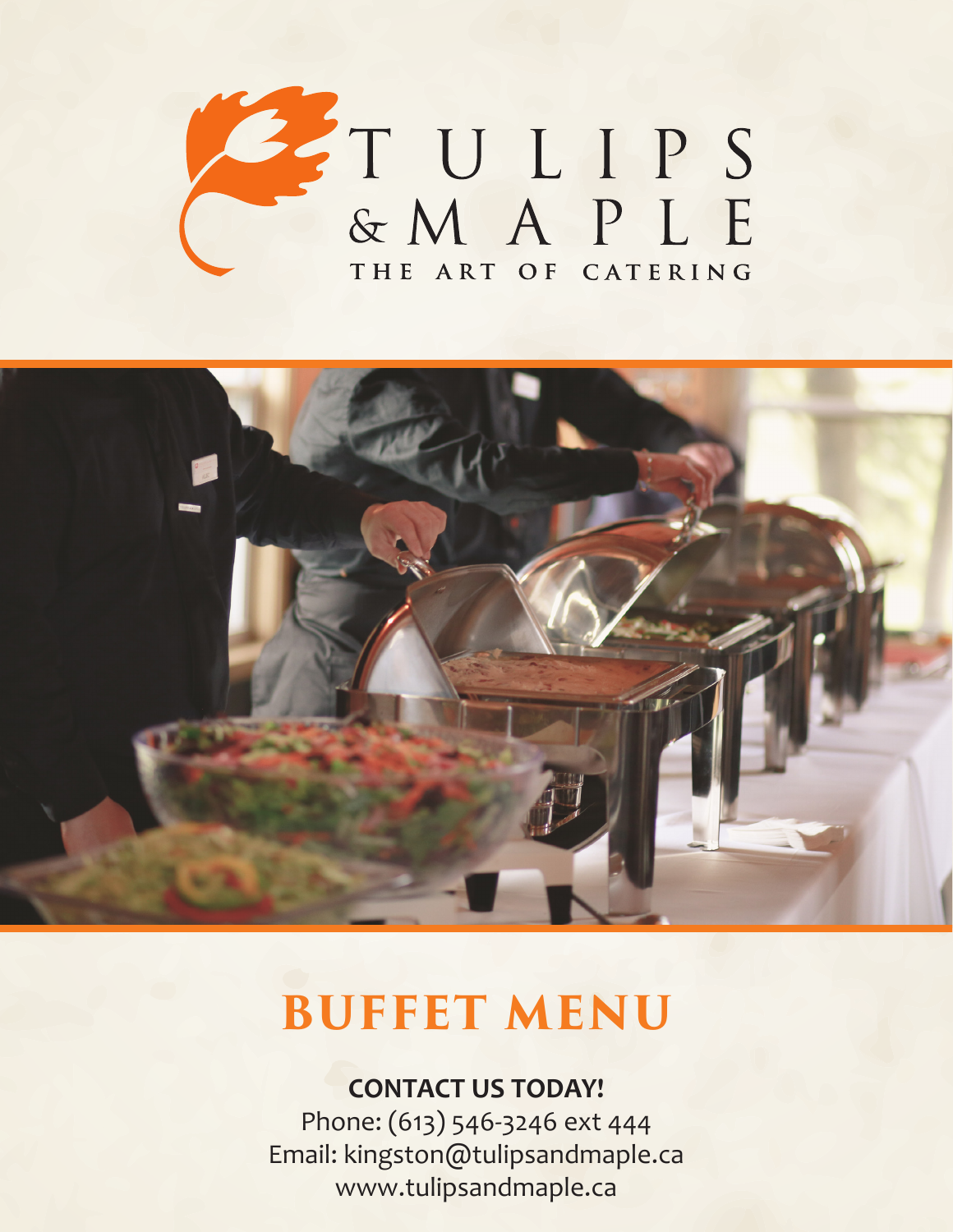# TULIPS & MAPLE

THE ART OF CATERING

# BUFFET MENU

**CONTACT US TODAY!**

Phone: (613) 546-3246 ext 444

Email: kingston@tulipsandmaple.ca

www.tulipsandmaple.ca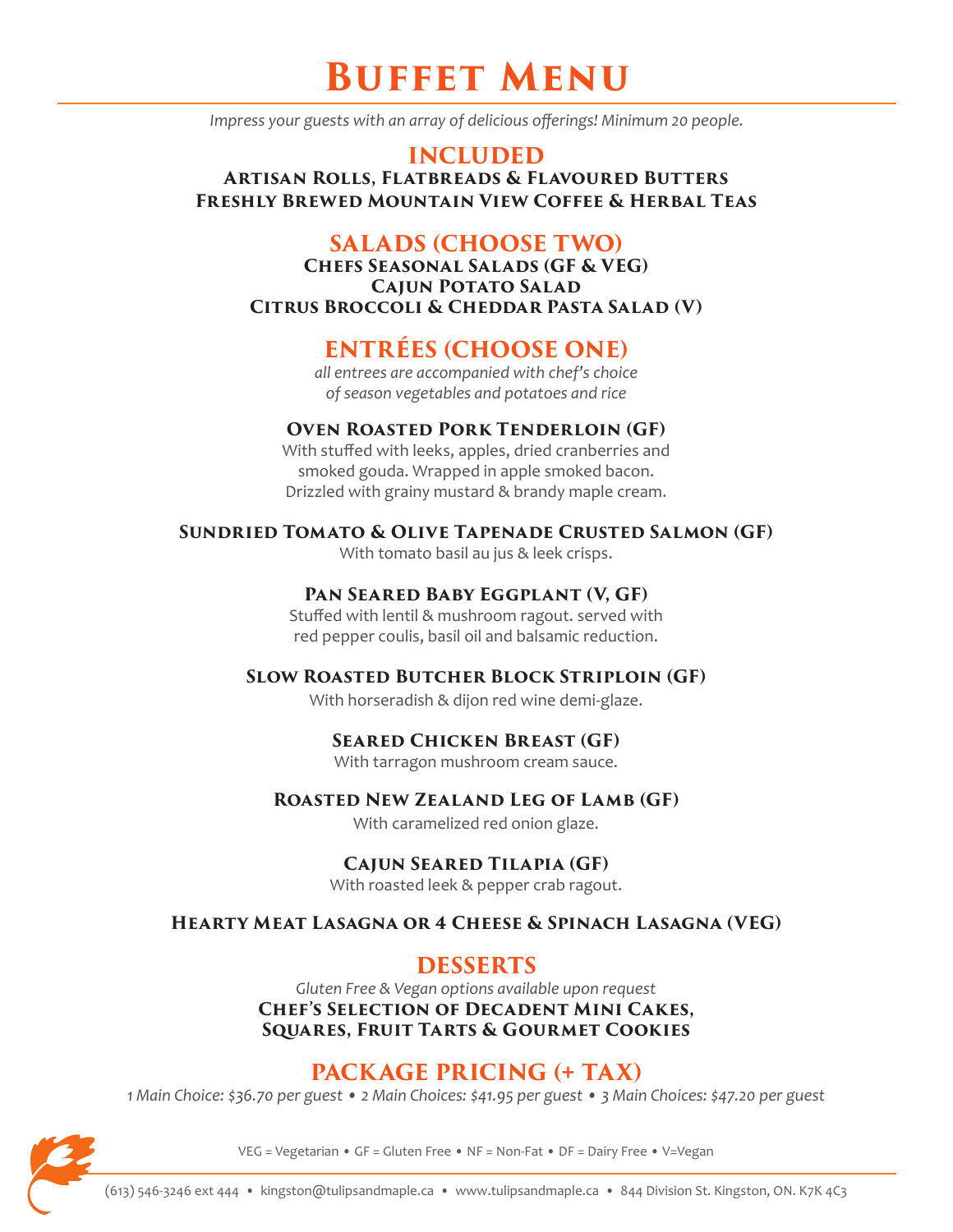# Buffet Menu

*Impress your guests with an array of delicious offerings! Minimum 20 people.*

## INCLUDED

**Artisan Rolls, Flatbreads & Flavoured Butters**
**Freshly Brewed Mountain View Coffee & Herbal Teas**

## SALADS (CHOOSE TWO)

**Chefs Seasonal Salads (GF & VEG)**
**Cajun Potato Salad**
**Citrus Broccoli & Cheddar Pasta Salad (V)**

## ENTRÉES (CHOOSE ONE)

*all entrees are accompanied with chef's choice of season vegetables and potatoes and rice*

### Oven Roasted Pork Tenderloin (GF)

With stuffed with leeks, apples, dried cranberries and smoked gouda. Wrapped in apple smoked bacon. Drizzled with grainy mustard & brandy maple cream.

### Sundried Tomato & Olive Tapenade Crusted Salmon (GF)

With tomato basil au jus & leek crisps.

### Pan Seared Baby Eggplant (V, GF)

Stuffed with lentil & mushroom ragout. served with red pepper coulis, basil oil and balsamic reduction.

### Slow Roasted Butcher Block Striploin (GF)

With horseradish & dijon red wine demi-glaze.

### Seared Chicken Breast (GF)

With tarragon mushroom cream sauce.

### Roasted New Zealand Leg of Lamb (GF)

With caramelized red onion glaze.

### Cajun Seared Tilapia (GF)

With roasted leek & pepper crab ragout.

### Hearty Meat Lasagna or 4 Cheese & Spinach Lasagna (VEG)

## DESSERTS

*Gluten Free & Vegan options available upon request*

**Chef's Selection of Decadent Mini Cakes, Squares, Fruit Tarts & Gourmet Cookies**

## PACKAGE PRICING (+ TAX)

*1 Main Choice: $36.70 per guest • 2 Main Choices: $41.95 per guest • 3 Main Choices: $47.20 per guest*

VEG = Vegetarian • GF = Gluten Free • NF = Non-Fat • DF = Dairy Free • V=Vegan

(613) 546-3246 ext 444 • kingston@tulipsandmaple.ca • www.tulipsandmaple.ca • 844 Division St. Kingston, ON. K7K 4C3